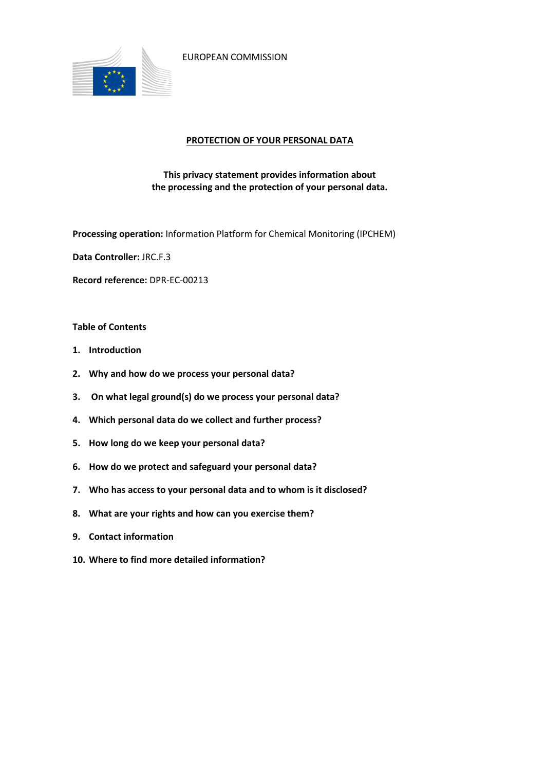EUROPEAN COMMISSION

# PROTECTION OF YOUR PERSONAL DATA

**This privacy statement provides information about the processing and the protection of your personal data.**

**Processing operation:** Information Platform for Chemical Monitoring (IPCHEM)

**Data Controller:** JRC.F.3

**Record reference:** DPR-EC-00213

**Table of Contents**

1. **Introduction**
2. **Why and how do we process your personal data?**
3. **On what legal ground(s) do we process your personal data?**
4. **Which personal data do we collect and further process?**
5. **How long do we keep your personal data?**
6. **How do we protect and safeguard your personal data?**
7. **Who has access to your personal data and to whom is it disclosed?**
8. **What are your rights and how can you exercise them?**
9. **Contact information**
10. **Where to find more detailed information?**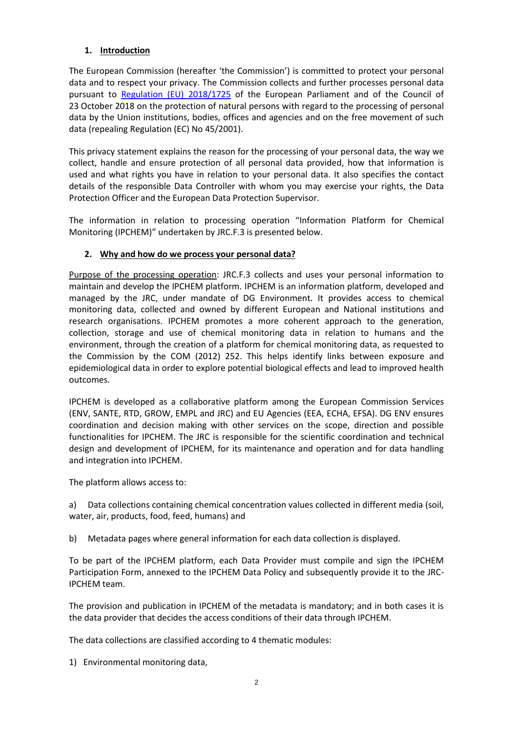## 1. Introduction

The European Commission (hereafter 'the Commission') is committed to protect your personal data and to respect your privacy. The Commission collects and further processes personal data pursuant to [Regulation (EU) 2018/1725](#) of the European Parliament and of the Council of 23 October 2018 on the protection of natural persons with regard to the processing of personal data by the Union institutions, bodies, offices and agencies and on the free movement of such data (repealing Regulation (EC) No 45/2001).

This privacy statement explains the reason for the processing of your personal data, the way we collect, handle and ensure protection of all personal data provided, how that information is used and what rights you have in relation to your personal data. It also specifies the contact details of the responsible Data Controller with whom you may exercise your rights, the Data Protection Officer and the European Data Protection Supervisor.

The information in relation to processing operation "Information Platform for Chemical Monitoring (IPCHEM)" undertaken by JRC.F.3 is presented below.

## 2. Why and how do we process your personal data?

Purpose of the processing operation: JRC.F.3 collects and uses your personal information to maintain and develop the IPCHEM platform. IPCHEM is an information platform, developed and managed by the JRC, under mandate of DG Environment. It provides access to chemical monitoring data, collected and owned by different European and National institutions and research organisations. IPCHEM promotes a more coherent approach to the generation, collection, storage and use of chemical monitoring data in relation to humans and the environment, through the creation of a platform for chemical monitoring data, as requested to the Commission by the COM (2012) 252. This helps identify links between exposure and epidemiological data in order to explore potential biological effects and lead to improved health outcomes.

IPCHEM is developed as a collaborative platform among the European Commission Services (ENV, SANTE, RTD, GROW, EMPL and JRC) and EU Agencies (EEA, ECHA, EFSA). DG ENV ensures coordination and decision making with other services on the scope, direction and possible functionalities for IPCHEM. The JRC is responsible for the scientific coordination and technical design and development of IPCHEM, for its maintenance and operation and for data handling and integration into IPCHEM.

The platform allows access to:

a) Data collections containing chemical concentration values collected in different media (soil, water, air, products, food, feed, humans) and

b) Metadata pages where general information for each data collection is displayed.

To be part of the IPCHEM platform, each Data Provider must compile and sign the IPCHEM Participation Form, annexed to the IPCHEM Data Policy and subsequently provide it to the JRC-IPCHEM team.

The provision and publication in IPCHEM of the metadata is mandatory; and in both cases it is the data provider that decides the access conditions of their data through IPCHEM.

The data collections are classified according to 4 thematic modules:

1) Environmental monitoring data,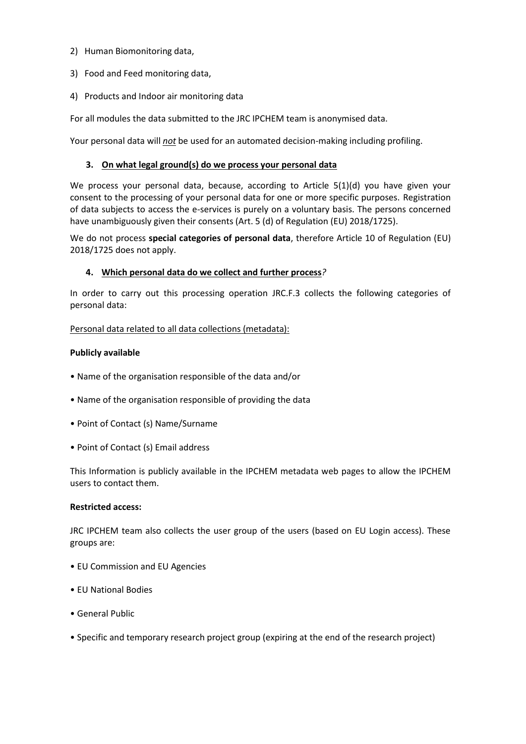2) Human Biomonitoring data,

3) Food and Feed monitoring data,

4) Products and Indoor air monitoring data

For all modules the data submitted to the JRC IPCHEM team is anonymised data.

Your personal data will ***not*** be used for an automated decision-making including profiling.

### 3. On what legal ground(s) do we process your personal data

We process your personal data, because, according to Article 5(1)(d) you have given your consent to the processing of your personal data for one or more specific purposes. Registration of data subjects to access the e-services is purely on a voluntary basis. The persons concerned have unambiguously given their consents (Art. 5 (d) of Regulation (EU) 2018/1725).

We do not process **special categories of personal data**, therefore Article 10 of Regulation (EU) 2018/1725 does not apply.

### 4. Which personal data do we collect and further process?

In order to carry out this processing operation JRC.F.3 collects the following categories of personal data:

Personal data related to all data collections (metadata):

**Publicly available**

- Name of the organisation responsible of the data and/or
- Name of the organisation responsible of providing the data
- Point of Contact (s) Name/Surname
- Point of Contact (s) Email address

This Information is publicly available in the IPCHEM metadata web pages to allow the IPCHEM users to contact them.

**Restricted access:**

JRC IPCHEM team also collects the user group of the users (based on EU Login access). These groups are:

- EU Commission and EU Agencies
- EU National Bodies
- General Public
- Specific and temporary research project group (expiring at the end of the research project)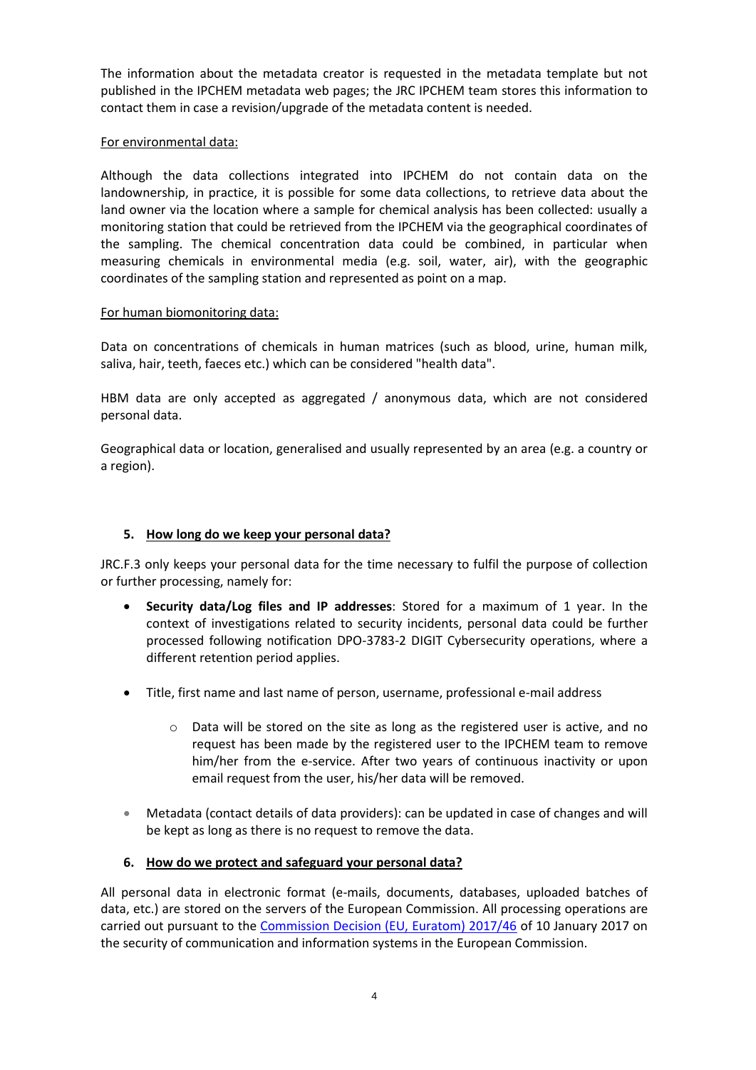The information about the metadata creator is requested in the metadata template but not published in the IPCHEM metadata web pages; the JRC IPCHEM team stores this information to contact them in case a revision/upgrade of the metadata content is needed.

For environmental data:

Although the data collections integrated into IPCHEM do not contain data on the landownership, in practice, it is possible for some data collections, to retrieve data about the land owner via the location where a sample for chemical analysis has been collected: usually a monitoring station that could be retrieved from the IPCHEM via the geographical coordinates of the sampling. The chemical concentration data could be combined, in particular when measuring chemicals in environmental media (e.g. soil, water, air), with the geographic coordinates of the sampling station and represented as point on a map.

For human biomonitoring data:

Data on concentrations of chemicals in human matrices (such as blood, urine, human milk, saliva, hair, teeth, faeces etc.) which can be considered "health data".

HBM data are only accepted as aggregated / anonymous data, which are not considered personal data.

Geographical data or location, generalised and usually represented by an area (e.g. a country or a region).

## 5. How long do we keep your personal data?

JRC.F.3 only keeps your personal data for the time necessary to fulfil the purpose of collection or further processing, namely for:

- **Security data/Log files and IP addresses**: Stored for a maximum of 1 year. In the context of investigations related to security incidents, personal data could be further processed following notification DPO-3783-2 DIGIT Cybersecurity operations, where a different retention period applies.
- Title, first name and last name of person, username, professional e-mail address
  - Data will be stored on the site as long as the registered user is active, and no request has been made by the registered user to the IPCHEM team to remove him/her from the e-service. After two years of continuous inactivity or upon email request from the user, his/her data will be removed.
- Metadata (contact details of data providers): can be updated in case of changes and will be kept as long as there is no request to remove the data.

## 6. How do we protect and safeguard your personal data?

All personal data in electronic format (e-mails, documents, databases, uploaded batches of data, etc.) are stored on the servers of the European Commission. All processing operations are carried out pursuant to the Commission Decision (EU, Euratom) 2017/46 of 10 January 2017 on the security of communication and information systems in the European Commission.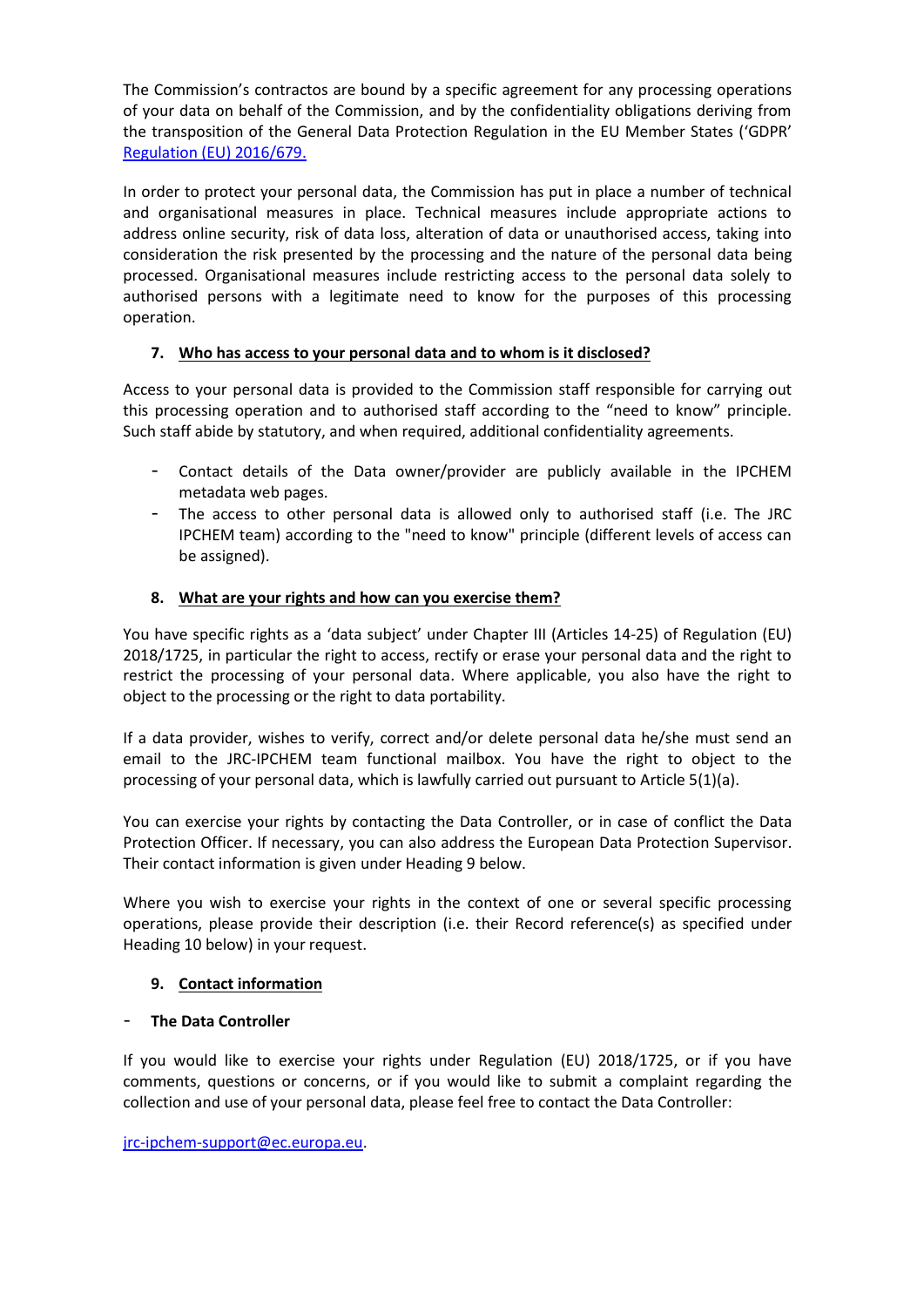The Commission's contractos are bound by a specific agreement for any processing operations of your data on behalf of the Commission, and by the confidentiality obligations deriving from the transposition of the General Data Protection Regulation in the EU Member States ('GDPR' [Regulation (EU) 2016/679.](#)

In order to protect your personal data, the Commission has put in place a number of technical and organisational measures in place. Technical measures include appropriate actions to address online security, risk of data loss, alteration of data or unauthorised access, taking into consideration the risk presented by the processing and the nature of the personal data being processed. Organisational measures include restricting access to the personal data solely to authorised persons with a legitimate need to know for the purposes of this processing operation.

## 7. Who has access to your personal data and to whom is it disclosed?

Access to your personal data is provided to the Commission staff responsible for carrying out this processing operation and to authorised staff according to the "need to know" principle. Such staff abide by statutory, and when required, additional confidentiality agreements.

- Contact details of the Data owner/provider are publicly available in the IPCHEM metadata web pages.
- The access to other personal data is allowed only to authorised staff (i.e. The JRC IPCHEM team) according to the "need to know" principle (different levels of access can be assigned).

## 8. What are your rights and how can you exercise them?

You have specific rights as a 'data subject' under Chapter III (Articles 14-25) of Regulation (EU) 2018/1725, in particular the right to access, rectify or erase your personal data and the right to restrict the processing of your personal data. Where applicable, you also have the right to object to the processing or the right to data portability.

If a data provider, wishes to verify, correct and/or delete personal data he/she must send an email to the JRC-IPCHEM team functional mailbox. You have the right to object to the processing of your personal data, which is lawfully carried out pursuant to Article 5(1)(a).

You can exercise your rights by contacting the Data Controller, or in case of conflict the Data Protection Officer. If necessary, you can also address the European Data Protection Supervisor. Their contact information is given under Heading 9 below.

Where you wish to exercise your rights in the context of one or several specific processing operations, please provide their description (i.e. their Record reference(s) as specified under Heading 10 below) in your request.

## 9. Contact information

- **The Data Controller**

If you would like to exercise your rights under Regulation (EU) 2018/1725, or if you have comments, questions or concerns, or if you would like to submit a complaint regarding the collection and use of your personal data, please feel free to contact the Data Controller:

[jrc-ipchem-support@ec.europa.eu](mailto:jrc-ipchem-support@ec.europa.eu).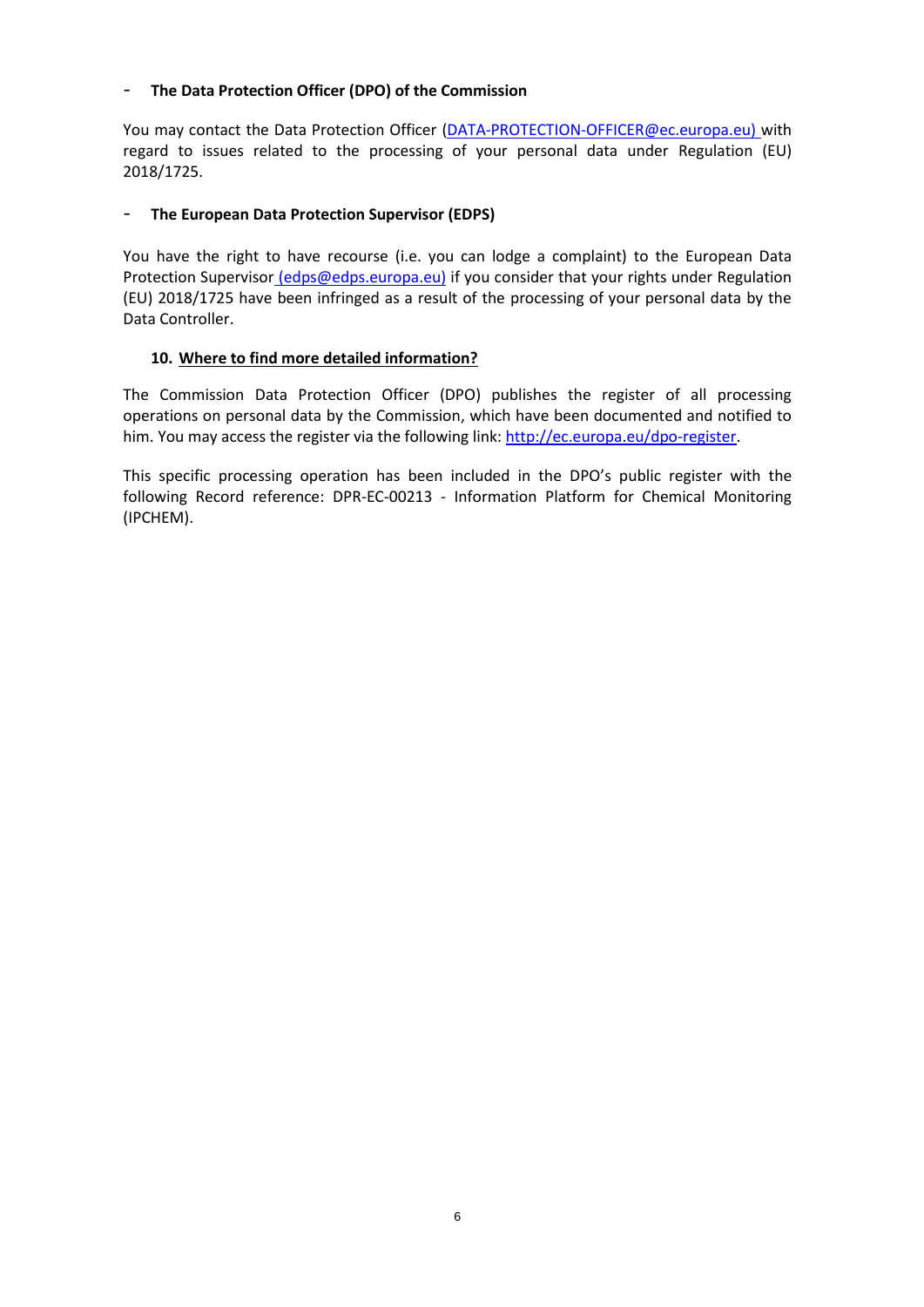- **The Data Protection Officer (DPO) of the Commission**

You may contact the Data Protection Officer (DATA-PROTECTION-OFFICER@ec.europa.eu) with regard to issues related to the processing of your personal data under Regulation (EU) 2018/1725.

- **The European Data Protection Supervisor (EDPS)**

You have the right to have recourse (i.e. you can lodge a complaint) to the European Data Protection Supervisor (edps@edps.europa.eu) if you consider that your rights under Regulation (EU) 2018/1725 have been infringed as a result of the processing of your personal data by the Data Controller.

### 10. Where to find more detailed information?

The Commission Data Protection Officer (DPO) publishes the register of all processing operations on personal data by the Commission, which have been documented and notified to him. You may access the register via the following link: http://ec.europa.eu/dpo-register.

This specific processing operation has been included in the DPO's public register with the following Record reference: DPR-EC-00213 - Information Platform for Chemical Monitoring (IPCHEM).